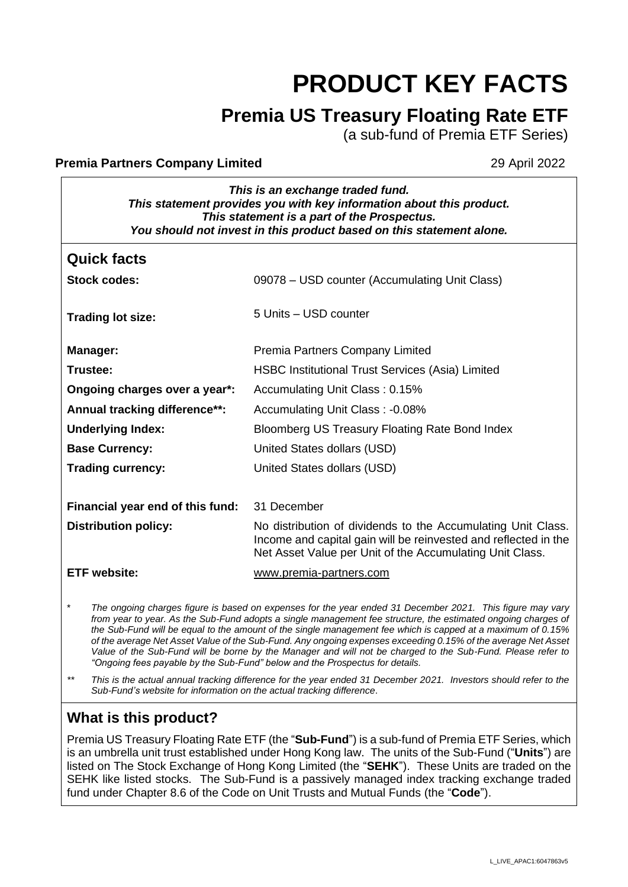# PRODUCT KEY FACTS

## Premia US Treasury Floating Rate ETF

(a sub-fund of Premia ETF Series)

**Premia Partners Company Limited** 29 April 2022

***This is an exchange traded fund.***
***This statement provides you with key information about this product.***
***This statement is a part of the Prospectus.***
***You should not invest in this product based on this statement alone.***

## Quick facts

| | |
|---|---|
| **Stock codes:** | 09078 – USD counter (Accumulating Unit Class) |
| **Trading lot size:** | 5 Units – USD counter |
| **Manager:** | Premia Partners Company Limited |
| **Trustee:** | HSBC Institutional Trust Services (Asia) Limited |
| **Ongoing charges over a year*:** | Accumulating Unit Class : 0.15% |
| **Annual tracking difference**:** | Accumulating Unit Class : -0.08% |
| **Underlying Index:** | Bloomberg US Treasury Floating Rate Bond Index |
| **Base Currency:** | United States dollars (USD) |
| **Trading currency:** | United States dollars (USD) |
| **Financial year end of this fund:** | 31 December |
| **Distribution policy:** | No distribution of dividends to the Accumulating Unit Class. Income and capital gain will be reinvested and reflected in the Net Asset Value per Unit of the Accumulating Unit Class. |
| **ETF website:** | www.premia-partners.com |

\* *The ongoing charges figure is based on expenses for the year ended 31 December 2021. This figure may vary from year to year. As the Sub-Fund adopts a single management fee structure, the estimated ongoing charges of the Sub-Fund will be equal to the amount of the single management fee which is capped at a maximum of 0.15% of the average Net Asset Value of the Sub-Fund. Any ongoing expenses exceeding 0.15% of the average Net Asset Value of the Sub-Fund will be borne by the Manager and will not be charged to the Sub-Fund. Please refer to "Ongoing fees payable by the Sub-Fund" below and the Prospectus for details.*

\*\* *This is the actual annual tracking difference for the year ended 31 December 2021. Investors should refer to the Sub-Fund's website for information on the actual tracking difference.*

## What is this product?

Premia US Treasury Floating Rate ETF (the "**Sub-Fund**") is a sub-fund of Premia ETF Series, which is an umbrella unit trust established under Hong Kong law. The units of the Sub-Fund ("**Units**") are listed on The Stock Exchange of Hong Kong Limited (the "**SEHK**"). These Units are traded on the SEHK like listed stocks. The Sub-Fund is a passively managed index tracking exchange traded fund under Chapter 8.6 of the Code on Unit Trusts and Mutual Funds (the "**Code**").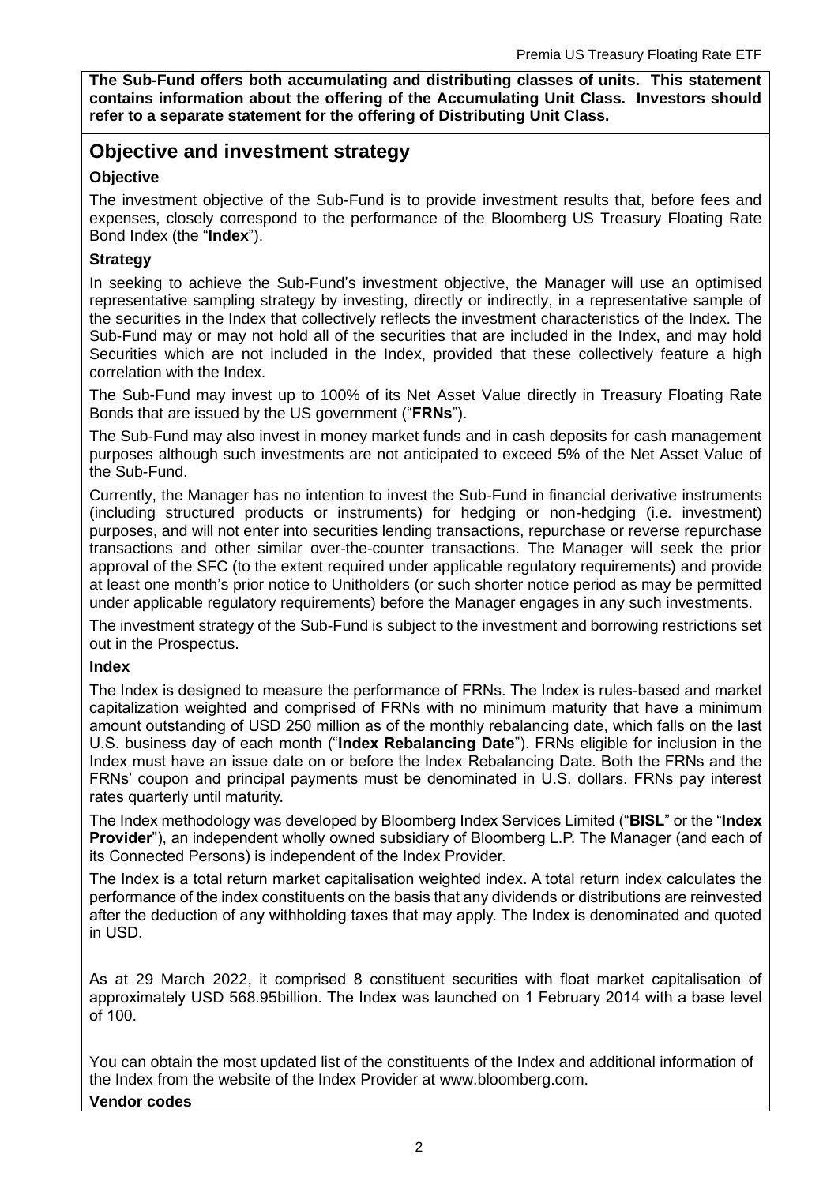**The Sub-Fund offers both accumulating and distributing classes of units. This statement contains information about the offering of the Accumulating Unit Class. Investors should refer to a separate statement for the offering of Distributing Unit Class.**

## Objective and investment strategy

### Objective

The investment objective of the Sub-Fund is to provide investment results that, before fees and expenses, closely correspond to the performance of the Bloomberg US Treasury Floating Rate Bond Index (the "**Index**").

### Strategy

In seeking to achieve the Sub-Fund's investment objective, the Manager will use an optimised representative sampling strategy by investing, directly or indirectly, in a representative sample of the securities in the Index that collectively reflects the investment characteristics of the Index. The Sub-Fund may or may not hold all of the securities that are included in the Index, and may hold Securities which are not included in the Index, provided that these collectively feature a high correlation with the Index.

The Sub-Fund may invest up to 100% of its Net Asset Value directly in Treasury Floating Rate Bonds that are issued by the US government ("**FRNs**").

The Sub-Fund may also invest in money market funds and in cash deposits for cash management purposes although such investments are not anticipated to exceed 5% of the Net Asset Value of the Sub-Fund.

Currently, the Manager has no intention to invest the Sub-Fund in financial derivative instruments (including structured products or instruments) for hedging or non-hedging (i.e. investment) purposes, and will not enter into securities lending transactions, repurchase or reverse repurchase transactions and other similar over-the-counter transactions. The Manager will seek the prior approval of the SFC (to the extent required under applicable regulatory requirements) and provide at least one month's prior notice to Unitholders (or such shorter notice period as may be permitted under applicable regulatory requirements) before the Manager engages in any such investments.

The investment strategy of the Sub-Fund is subject to the investment and borrowing restrictions set out in the Prospectus.

### Index

The Index is designed to measure the performance of FRNs. The Index is rules-based and market capitalization weighted and comprised of FRNs with no minimum maturity that have a minimum amount outstanding of USD 250 million as of the monthly rebalancing date, which falls on the last U.S. business day of each month ("**Index Rebalancing Date**"). FRNs eligible for inclusion in the Index must have an issue date on or before the Index Rebalancing Date. Both the FRNs and the FRNs' coupon and principal payments must be denominated in U.S. dollars. FRNs pay interest rates quarterly until maturity.

The Index methodology was developed by Bloomberg Index Services Limited ("**BISL**" or the "**Index Provider**"), an independent wholly owned subsidiary of Bloomberg L.P. The Manager (and each of its Connected Persons) is independent of the Index Provider.

The Index is a total return market capitalisation weighted index. A total return index calculates the performance of the index constituents on the basis that any dividends or distributions are reinvested after the deduction of any withholding taxes that may apply. The Index is denominated and quoted in USD.

As at 29 March 2022, it comprised 8 constituent securities with float market capitalisation of approximately USD 568.95billion. The Index was launched on 1 February 2014 with a base level of 100.

You can obtain the most updated list of the constituents of the Index and additional information of the Index from the website of the Index Provider at www.bloomberg.com.

### Vendor codes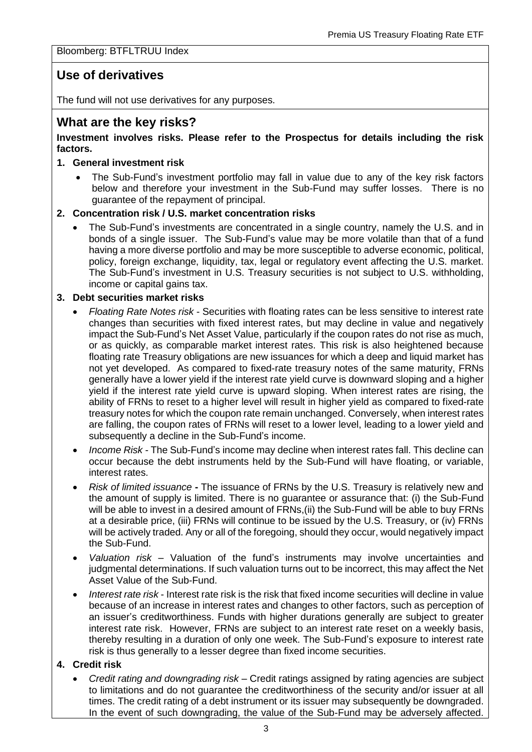Bloomberg: BTFLTRUU Index

## Use of derivatives

The fund will not use derivatives for any purposes.

## What are the key risks?

**Investment involves risks. Please refer to the Prospectus for details including the risk factors.**

**1. General investment risk**

- The Sub-Fund's investment portfolio may fall in value due to any of the key risk factors below and therefore your investment in the Sub-Fund may suffer losses. There is no guarantee of the repayment of principal.

**2. Concentration risk / U.S. market concentration risks**

- The Sub-Fund's investments are concentrated in a single country, namely the U.S. and in bonds of a single issuer. The Sub-Fund's value may be more volatile than that of a fund having a more diverse portfolio and may be more susceptible to adverse economic, political, policy, foreign exchange, liquidity, tax, legal or regulatory event affecting the U.S. market. The Sub-Fund's investment in U.S. Treasury securities is not subject to U.S. withholding, income or capital gains tax.

**3. Debt securities market risks**

- *Floating Rate Notes risk* - Securities with floating rates can be less sensitive to interest rate changes than securities with fixed interest rates, but may decline in value and negatively impact the Sub-Fund's Net Asset Value, particularly if the coupon rates do not rise as much, or as quickly, as comparable market interest rates. This risk is also heightened because floating rate Treasury obligations are new issuances for which a deep and liquid market has not yet developed. As compared to fixed-rate treasury notes of the same maturity, FRNs generally have a lower yield if the interest rate yield curve is downward sloping and a higher yield if the interest rate yield curve is upward sloping. When interest rates are rising, the ability of FRNs to reset to a higher level will result in higher yield as compared to fixed-rate treasury notes for which the coupon rate remain unchanged. Conversely, when interest rates are falling, the coupon rates of FRNs will reset to a lower level, leading to a lower yield and subsequently a decline in the Sub-Fund's income.
- *Income Risk* - The Sub-Fund's income may decline when interest rates fall. This decline can occur because the debt instruments held by the Sub-Fund will have floating, or variable, interest rates.
- *Risk of limited issuance* **-** The issuance of FRNs by the U.S. Treasury is relatively new and the amount of supply is limited. There is no guarantee or assurance that: (i) the Sub-Fund will be able to invest in a desired amount of FRNs,(ii) the Sub-Fund will be able to buy FRNs at a desirable price, (iii) FRNs will continue to be issued by the U.S. Treasury, or (iv) FRNs will be actively traded. Any or all of the foregoing, should they occur, would negatively impact the Sub-Fund.
- *Valuation risk* – Valuation of the fund's instruments may involve uncertainties and judgmental determinations. If such valuation turns out to be incorrect, this may affect the Net Asset Value of the Sub-Fund.
- *Interest rate risk* - Interest rate risk is the risk that fixed income securities will decline in value because of an increase in interest rates and changes to other factors, such as perception of an issuer's creditworthiness. Funds with higher durations generally are subject to greater interest rate risk. However, FRNs are subject to an interest rate reset on a weekly basis, thereby resulting in a duration of only one week. The Sub-Fund's exposure to interest rate risk is thus generally to a lesser degree than fixed income securities.

**4. Credit risk**

- *Credit rating and downgrading risk* – Credit ratings assigned by rating agencies are subject to limitations and do not guarantee the creditworthiness of the security and/or issuer at all times. The credit rating of a debt instrument or its issuer may subsequently be downgraded. In the event of such downgrading, the value of the Sub-Fund may be adversely affected.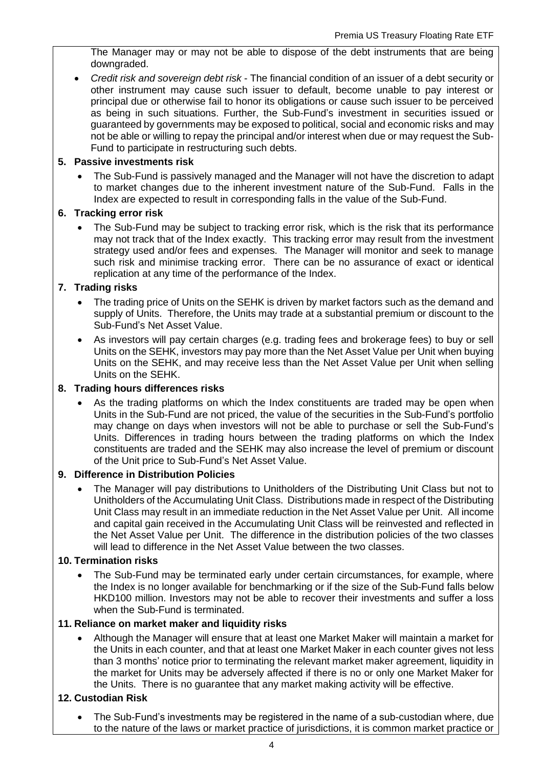The Manager may or may not be able to dispose of the debt instruments that are being downgraded.

- *Credit risk and sovereign debt risk* - The financial condition of an issuer of a debt security or other instrument may cause such issuer to default, become unable to pay interest or principal due or otherwise fail to honor its obligations or cause such issuer to be perceived as being in such situations. Further, the Sub-Fund's investment in securities issued or guaranteed by governments may be exposed to political, social and economic risks and may not be able or willing to repay the principal and/or interest when due or may request the Sub-Fund to participate in restructuring such debts.

**5. Passive investments risk**

- The Sub-Fund is passively managed and the Manager will not have the discretion to adapt to market changes due to the inherent investment nature of the Sub-Fund. Falls in the Index are expected to result in corresponding falls in the value of the Sub-Fund.

**6. Tracking error risk**

- The Sub-Fund may be subject to tracking error risk, which is the risk that its performance may not track that of the Index exactly. This tracking error may result from the investment strategy used and/or fees and expenses. The Manager will monitor and seek to manage such risk and minimise tracking error. There can be no assurance of exact or identical replication at any time of the performance of the Index.

**7. Trading risks**

- The trading price of Units on the SEHK is driven by market factors such as the demand and supply of Units. Therefore, the Units may trade at a substantial premium or discount to the Sub-Fund's Net Asset Value.
- As investors will pay certain charges (e.g. trading fees and brokerage fees) to buy or sell Units on the SEHK, investors may pay more than the Net Asset Value per Unit when buying Units on the SEHK, and may receive less than the Net Asset Value per Unit when selling Units on the SEHK.

**8. Trading hours differences risks**

- As the trading platforms on which the Index constituents are traded may be open when Units in the Sub-Fund are not priced, the value of the securities in the Sub-Fund's portfolio may change on days when investors will not be able to purchase or sell the Sub-Fund's Units. Differences in trading hours between the trading platforms on which the Index constituents are traded and the SEHK may also increase the level of premium or discount of the Unit price to Sub-Fund's Net Asset Value.

**9. Difference in Distribution Policies**

- The Manager will pay distributions to Unitholders of the Distributing Unit Class but not to Unitholders of the Accumulating Unit Class. Distributions made in respect of the Distributing Unit Class may result in an immediate reduction in the Net Asset Value per Unit. All income and capital gain received in the Accumulating Unit Class will be reinvested and reflected in the Net Asset Value per Unit. The difference in the distribution policies of the two classes will lead to difference in the Net Asset Value between the two classes.

**10. Termination risks**

- The Sub-Fund may be terminated early under certain circumstances, for example, where the Index is no longer available for benchmarking or if the size of the Sub-Fund falls below HKD100 million. Investors may not be able to recover their investments and suffer a loss when the Sub-Fund is terminated.

**11. Reliance on market maker and liquidity risks**

- Although the Manager will ensure that at least one Market Maker will maintain a market for the Units in each counter, and that at least one Market Maker in each counter gives not less than 3 months' notice prior to terminating the relevant market maker agreement, liquidity in the market for Units may be adversely affected if there is no or only one Market Maker for the Units. There is no guarantee that any market making activity will be effective.

**12. Custodian Risk**

- The Sub-Fund's investments may be registered in the name of a sub-custodian where, due to the nature of the laws or market practice of jurisdictions, it is common market practice or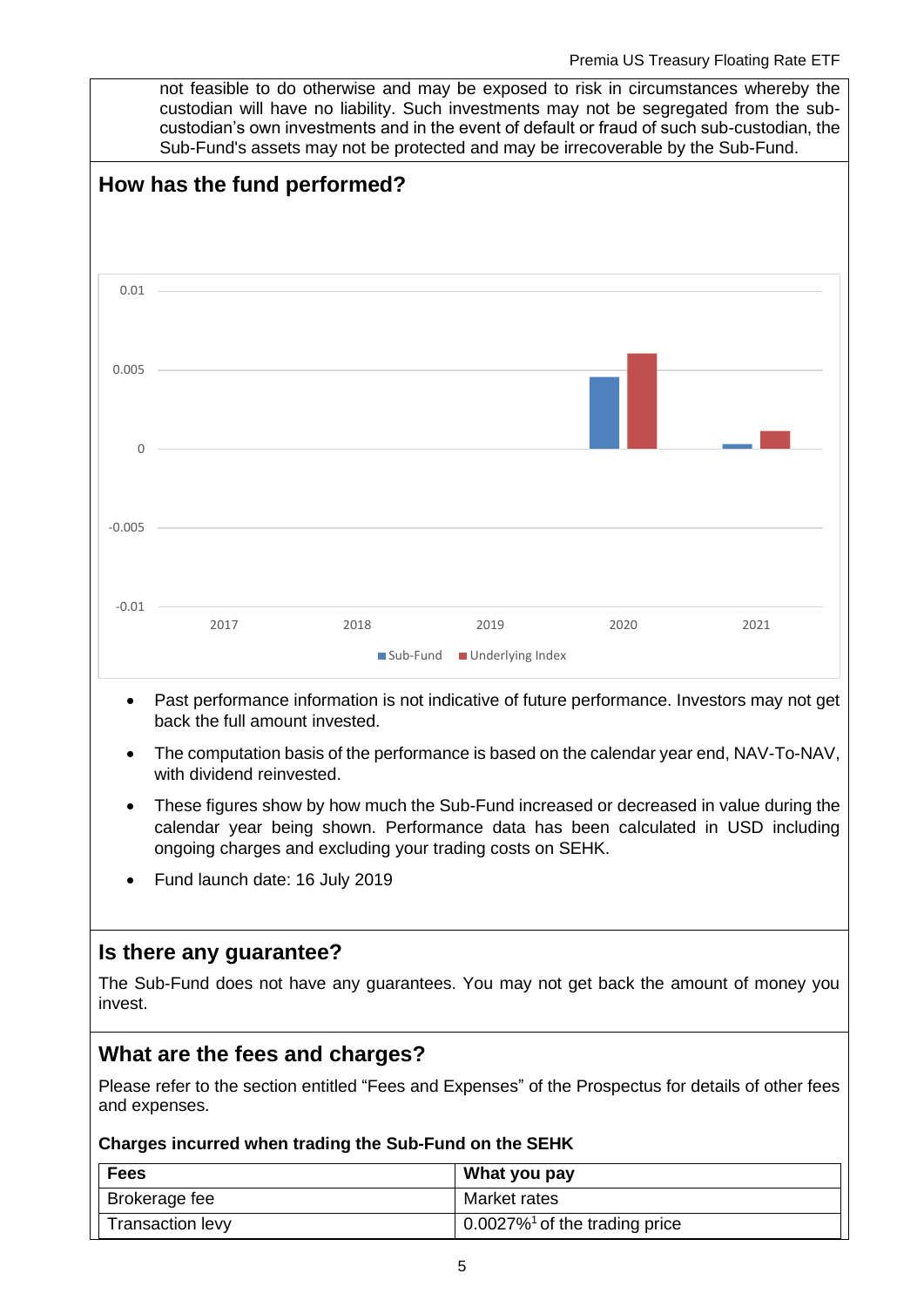not feasible to do otherwise and may be exposed to risk in circumstances whereby the custodian will have no liability. Such investments may not be segregated from the sub-custodian's own investments and in the event of default or fraud of such sub-custodian, the Sub-Fund's assets may not be protected and may be irrecoverable by the Sub-Fund.

## How has the fund performed?

- Past performance information is not indicative of future performance. Investors may not get back the full amount invested.
- The computation basis of the performance is based on the calendar year end, NAV-To-NAV, with dividend reinvested.
- These figures show by how much the Sub-Fund increased or decreased in value during the calendar year being shown. Performance data has been calculated in USD including ongoing charges and excluding your trading costs on SEHK.
- Fund launch date: 16 July 2019

## Is there any guarantee?

The Sub-Fund does not have any guarantees. You may not get back the amount of money you invest.

## What are the fees and charges?

Please refer to the section entitled "Fees and Expenses" of the Prospectus for details of other fees and expenses.

### Charges incurred when trading the Sub-Fund on the SEHK

| Fees | What you pay |
|---|---|
| Brokerage fee | Market rates |
| Transaction levy | 0.0027%[1] of the trading price |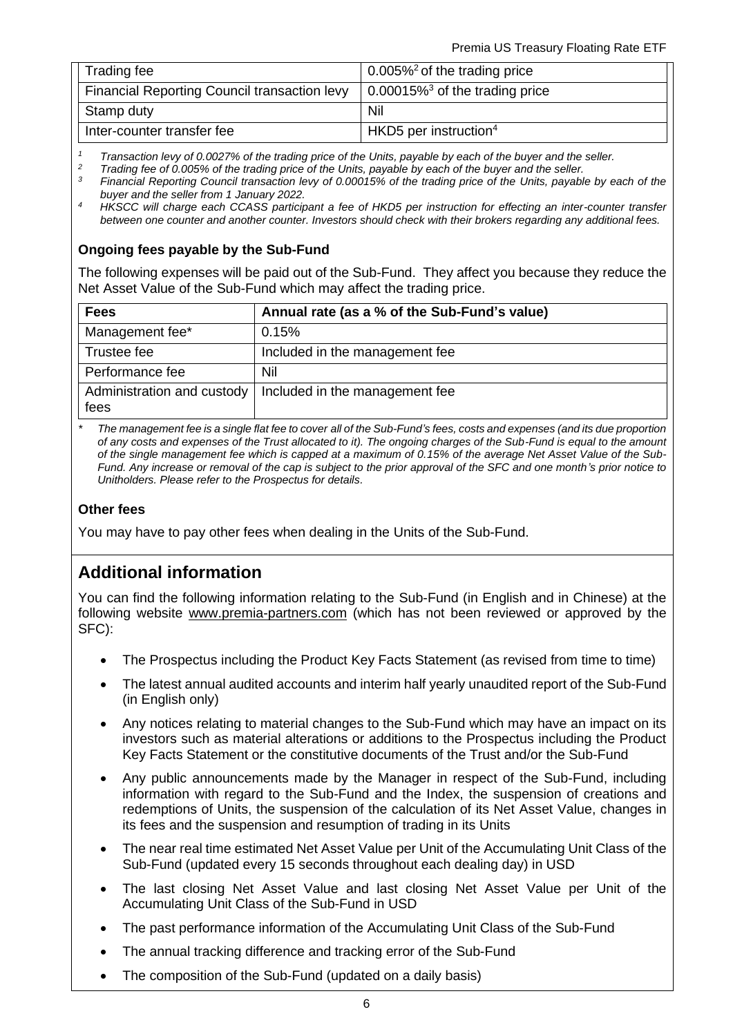| | |
|---|---|
| Trading fee | 0.005%[2] of the trading price |
| Financial Reporting Council transaction levy | 0.00015%[3] of the trading price |
| Stamp duty | Nil |
| Inter-counter transfer fee | HKD5 per instruction[4] |

*[1] Transaction levy of 0.0027% of the trading price of the Units, payable by each of the buyer and the seller.*

*[2] Trading fee of 0.005% of the trading price of the Units, payable by each of the buyer and the seller.*

*[3] Financial Reporting Council transaction levy of 0.00015% of the trading price of the Units, payable by each of the buyer and the seller from 1 January 2022.*

*[4] HKSCC will charge each CCASS participant a fee of HKD5 per instruction for effecting an inter-counter transfer between one counter and another counter. Investors should check with their brokers regarding any additional fees.*

### Ongoing fees payable by the Sub-Fund

The following expenses will be paid out of the Sub-Fund. They affect you because they reduce the Net Asset Value of the Sub-Fund which may affect the trading price.

| Fees | Annual rate (as a % of the Sub-Fund's value) |
|---|---|
| Management fee* | 0.15% |
| Trustee fee | Included in the management fee |
| Performance fee | Nil |
| Administration and custody fees | Included in the management fee |

*\* The management fee is a single flat fee to cover all of the Sub-Fund's fees, costs and expenses (and its due proportion of any costs and expenses of the Trust allocated to it). The ongoing charges of the Sub-Fund is equal to the amount of the single management fee which is capped at a maximum of 0.15% of the average Net Asset Value of the Sub-Fund. Any increase or removal of the cap is subject to the prior approval of the SFC and one month's prior notice to Unitholders. Please refer to the Prospectus for details.*

### Other fees

You may have to pay other fees when dealing in the Units of the Sub-Fund.

## Additional information

You can find the following information relating to the Sub-Fund (in English and in Chinese) at the following website www.premia-partners.com (which has not been reviewed or approved by the SFC):

- The Prospectus including the Product Key Facts Statement (as revised from time to time)
- The latest annual audited accounts and interim half yearly unaudited report of the Sub-Fund (in English only)
- Any notices relating to material changes to the Sub-Fund which may have an impact on its investors such as material alterations or additions to the Prospectus including the Product Key Facts Statement or the constitutive documents of the Trust and/or the Sub-Fund
- Any public announcements made by the Manager in respect of the Sub-Fund, including information with regard to the Sub-Fund and the Index, the suspension of creations and redemptions of Units, the suspension of the calculation of its Net Asset Value, changes in its fees and the suspension and resumption of trading in its Units
- The near real time estimated Net Asset Value per Unit of the Accumulating Unit Class of the Sub-Fund (updated every 15 seconds throughout each dealing day) in USD
- The last closing Net Asset Value and last closing Net Asset Value per Unit of the Accumulating Unit Class of the Sub-Fund in USD
- The past performance information of the Accumulating Unit Class of the Sub-Fund
- The annual tracking difference and tracking error of the Sub-Fund
- The composition of the Sub-Fund (updated on a daily basis)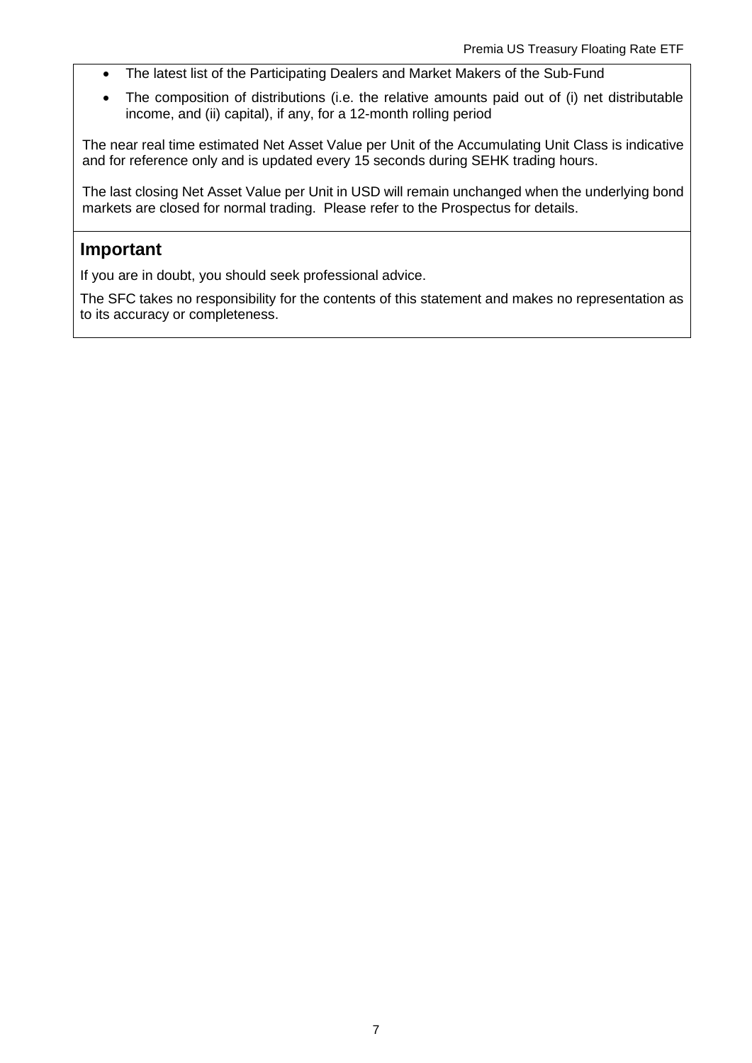- The latest list of the Participating Dealers and Market Makers of the Sub-Fund
- The composition of distributions (i.e. the relative amounts paid out of (i) net distributable income, and (ii) capital), if any, for a 12-month rolling period

The near real time estimated Net Asset Value per Unit of the Accumulating Unit Class is indicative and for reference only and is updated every 15 seconds during SEHK trading hours.

The last closing Net Asset Value per Unit in USD will remain unchanged when the underlying bond markets are closed for normal trading. Please refer to the Prospectus for details.

## Important

If you are in doubt, you should seek professional advice.

The SFC takes no responsibility for the contents of this statement and makes no representation as to its accuracy or completeness.